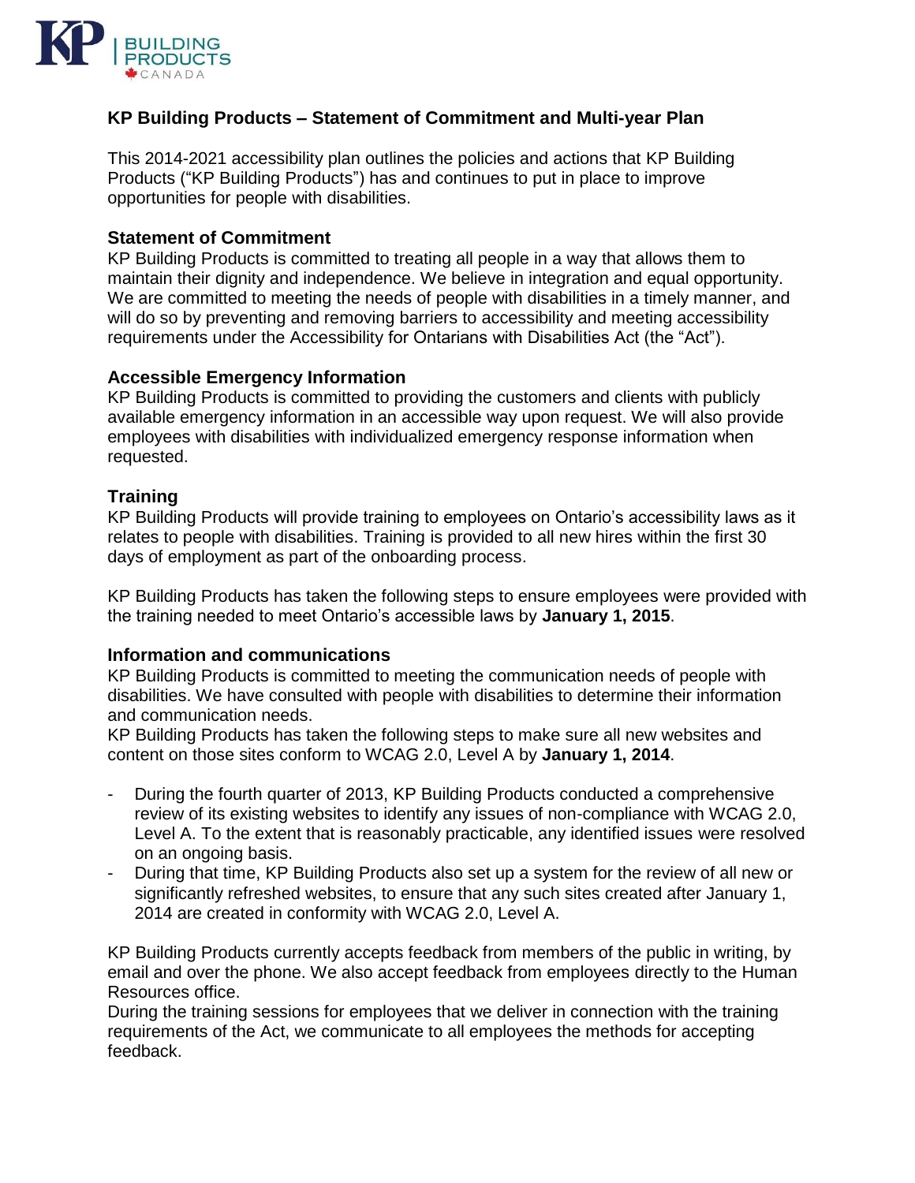## KP Building Products – Statement of Commitment and Multi-year Plan

This 2014-2021 accessibility plan outlines the policies and actions that KP Building Products ("KP Building Products") has and continues to put in place to improve opportunities for people with disabilities.

### Statement of Commitment

KP Building Products is committed to treating all people in a way that allows them to maintain their dignity and independence. We believe in integration and equal opportunity. We are committed to meeting the needs of people with disabilities in a timely manner, and will do so by preventing and removing barriers to accessibility and meeting accessibility requirements under the Accessibility for Ontarians with Disabilities Act (the "Act").

### Accessible Emergency Information

KP Building Products is committed to providing the customers and clients with publicly available emergency information in an accessible way upon request. We will also provide employees with disabilities with individualized emergency response information when requested.

### Training

KP Building Products will provide training to employees on Ontario's accessibility laws as it relates to people with disabilities. Training is provided to all new hires within the first 30 days of employment as part of the onboarding process.

KP Building Products has taken the following steps to ensure employees were provided with the training needed to meet Ontario's accessible laws by **January 1, 2015**.

### Information and communications

KP Building Products is committed to meeting the communication needs of people with disabilities. We have consulted with people with disabilities to determine their information and communication needs.

KP Building Products has taken the following steps to make sure all new websites and content on those sites conform to WCAG 2.0, Level A by **January 1, 2014**.

- During the fourth quarter of 2013, KP Building Products conducted a comprehensive review of its existing websites to identify any issues of non-compliance with WCAG 2.0, Level A. To the extent that is reasonably practicable, any identified issues were resolved on an ongoing basis.
- During that time, KP Building Products also set up a system for the review of all new or significantly refreshed websites, to ensure that any such sites created after January 1, 2014 are created in conformity with WCAG 2.0, Level A.

KP Building Products currently accepts feedback from members of the public in writing, by email and over the phone. We also accept feedback from employees directly to the Human Resources office.

During the training sessions for employees that we deliver in connection with the training requirements of the Act, we communicate to all employees the methods for accepting feedback.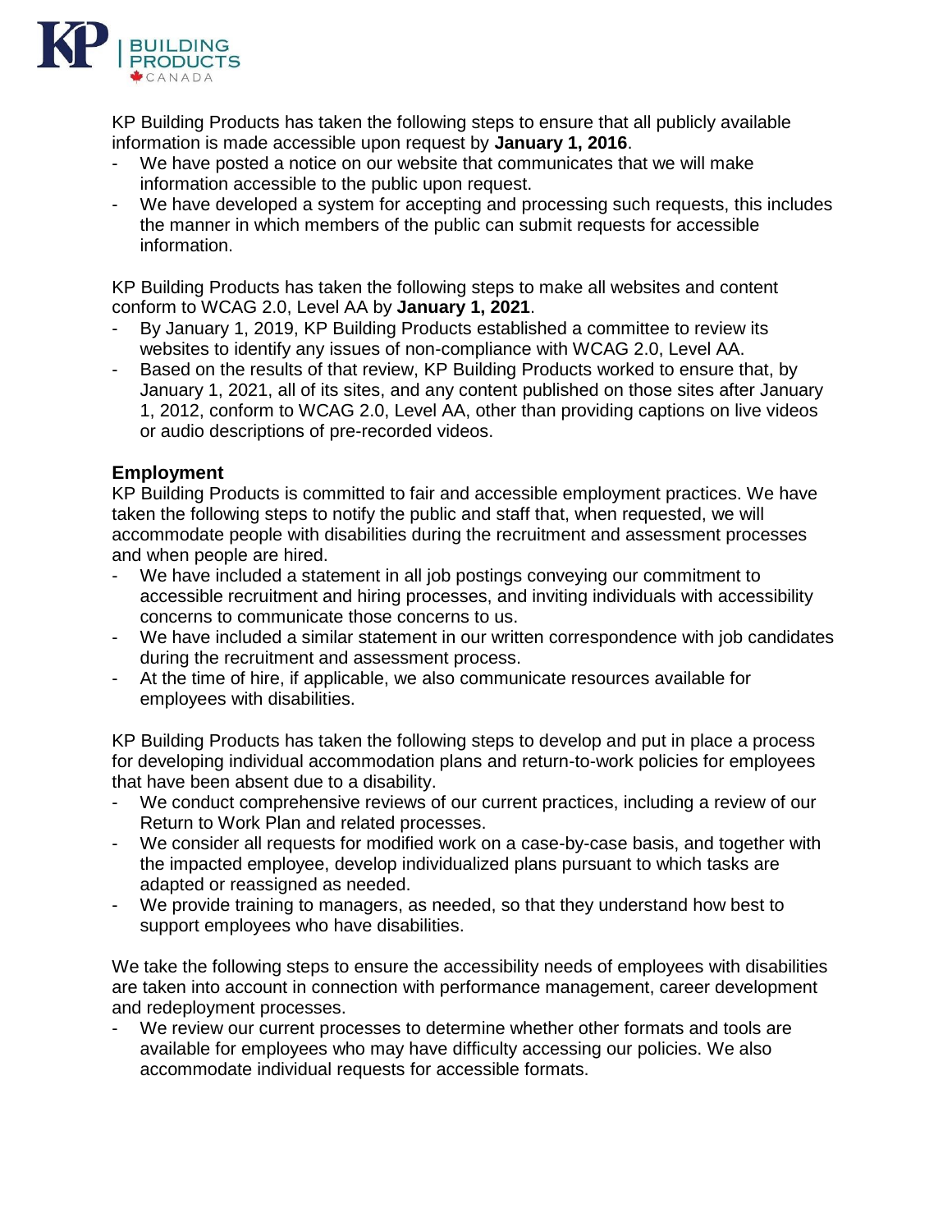KP Building Products has taken the following steps to ensure that all publicly available information is made accessible upon request by **January 1, 2016**.

- We have posted a notice on our website that communicates that we will make information accessible to the public upon request.
- We have developed a system for accepting and processing such requests, this includes the manner in which members of the public can submit requests for accessible information.

KP Building Products has taken the following steps to make all websites and content conform to WCAG 2.0, Level AA by **January 1, 2021**.

- By January 1, 2019, KP Building Products established a committee to review its websites to identify any issues of non-compliance with WCAG 2.0, Level AA.
- Based on the results of that review, KP Building Products worked to ensure that, by January 1, 2021, all of its sites, and any content published on those sites after January 1, 2012, conform to WCAG 2.0, Level AA, other than providing captions on live videos or audio descriptions of pre-recorded videos.

**Employment**

KP Building Products is committed to fair and accessible employment practices. We have taken the following steps to notify the public and staff that, when requested, we will accommodate people with disabilities during the recruitment and assessment processes and when people are hired.

- We have included a statement in all job postings conveying our commitment to accessible recruitment and hiring processes, and inviting individuals with accessibility concerns to communicate those concerns to us.
- We have included a similar statement in our written correspondence with job candidates during the recruitment and assessment process.
- At the time of hire, if applicable, we also communicate resources available for employees with disabilities.

KP Building Products has taken the following steps to develop and put in place a process for developing individual accommodation plans and return-to-work policies for employees that have been absent due to a disability.

- We conduct comprehensive reviews of our current practices, including a review of our Return to Work Plan and related processes.
- We consider all requests for modified work on a case-by-case basis, and together with the impacted employee, develop individualized plans pursuant to which tasks are adapted or reassigned as needed.
- We provide training to managers, as needed, so that they understand how best to support employees who have disabilities.

We take the following steps to ensure the accessibility needs of employees with disabilities are taken into account in connection with performance management, career development and redeployment processes.

- We review our current processes to determine whether other formats and tools are available for employees who may have difficulty accessing our policies. We also accommodate individual requests for accessible formats.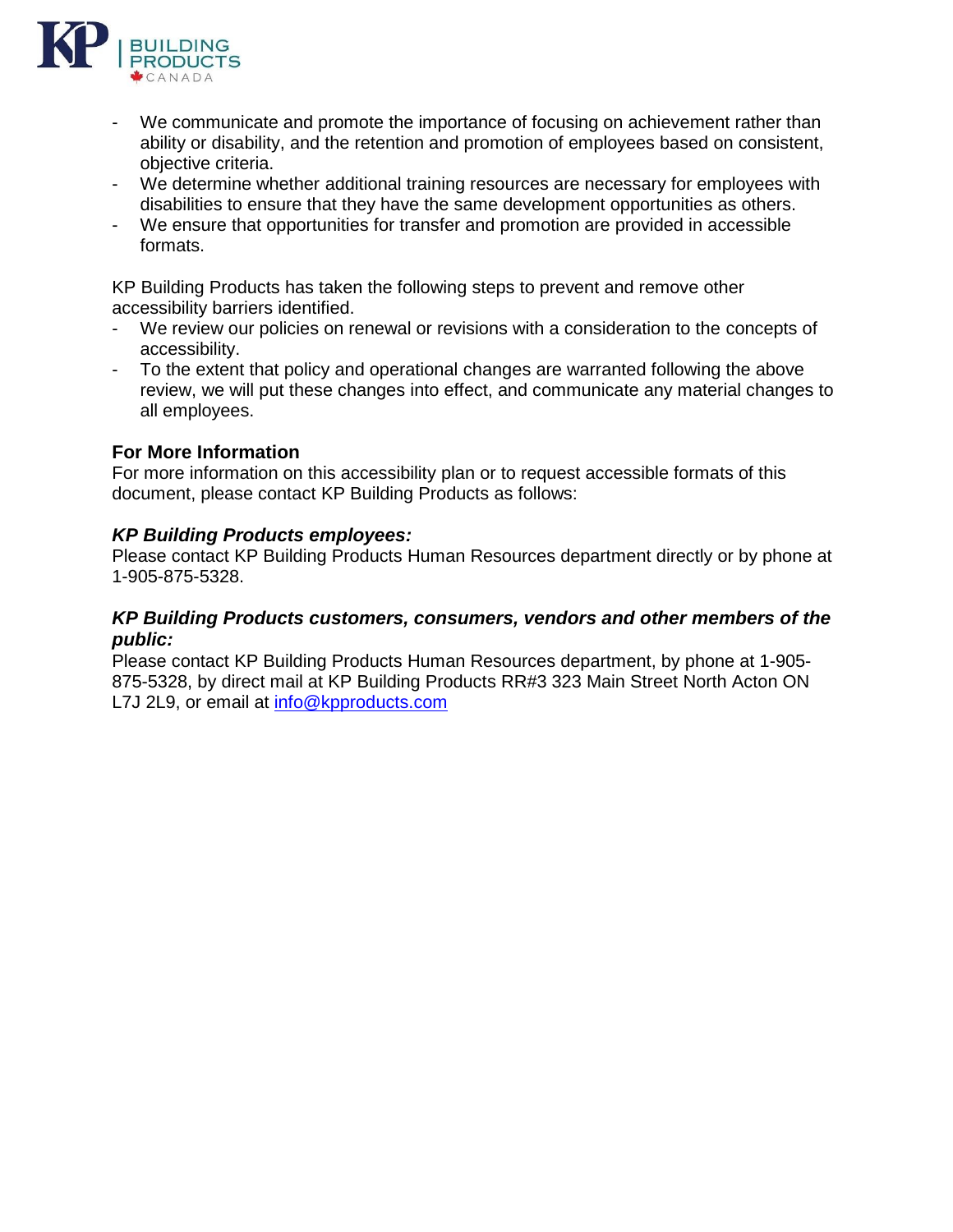- We communicate and promote the importance of focusing on achievement rather than ability or disability, and the retention and promotion of employees based on consistent, objective criteria.
- We determine whether additional training resources are necessary for employees with disabilities to ensure that they have the same development opportunities as others.
- We ensure that opportunities for transfer and promotion are provided in accessible formats.

KP Building Products has taken the following steps to prevent and remove other accessibility barriers identified.

- We review our policies on renewal or revisions with a consideration to the concepts of accessibility.
- To the extent that policy and operational changes are warranted following the above review, we will put these changes into effect, and communicate any material changes to all employees.

**For More Information**

For more information on this accessibility plan or to request accessible formats of this document, please contact KP Building Products as follows:

***KP Building Products employees:***

Please contact KP Building Products Human Resources department directly or by phone at 1-905-875-5328.

***KP Building Products customers, consumers, vendors and other members of the public:***

Please contact KP Building Products Human Resources department, by phone at 1-905-875-5328, by direct mail at KP Building Products RR#3 323 Main Street North Acton ON L7J 2L9, or email at info@kpproducts.com